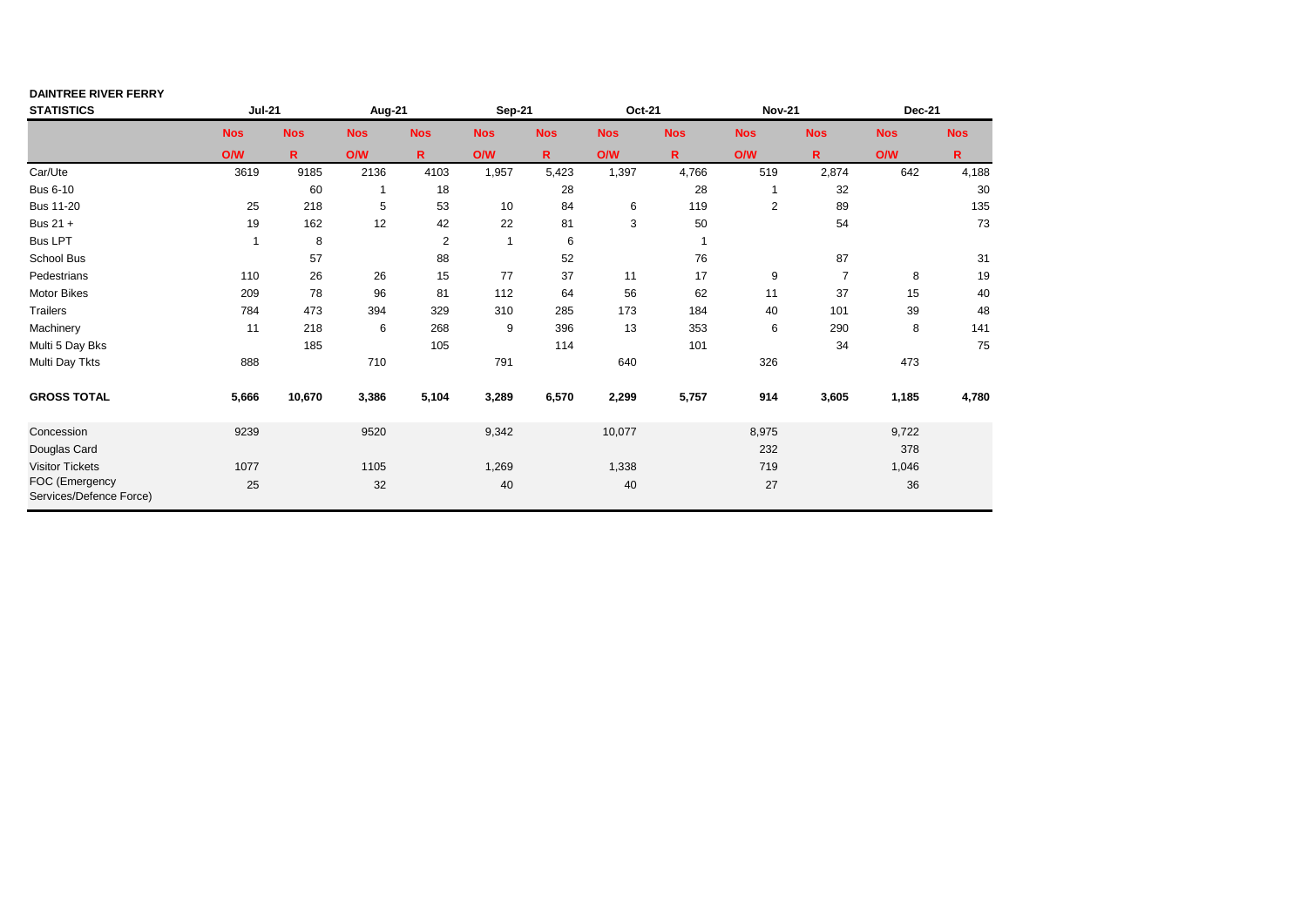| DAINTREE RIVER FERRY STATISTICS | Jul-21 | | Aug-21 | | Sep-21 | | Oct-21 | | Nov-21 | | Dec-21 | |
|---|---|---|---|---|---|---|---|---|---|---|---|---|
| | Nos | Nos | Nos | Nos | Nos | Nos | Nos | Nos | Nos | Nos | Nos | Nos |
| | O/W | R | O/W | R | O/W | R | O/W | R | O/W | R | O/W | R |
| Car/Ute | 3619 | 9185 | 2136 | 4103 | 1,957 | 5,423 | 1,397 | 4,766 | 519 | 2,874 | 642 | 4,188 |
| Bus 6-10 | | 60 | 1 | 18 | | 28 | | 28 | 1 | 32 | | 30 |
| Bus 11-20 | 25 | 218 | 5 | 53 | 10 | 84 | 6 | 119 | 2 | 89 | | 135 |
| Bus 21 + | 19 | 162 | 12 | 42 | 22 | 81 | 3 | 50 | | 54 | | 73 |
| Bus LPT | 1 | 8 | | 2 | 1 | 6 | | 1 | | | | |
| School Bus | | 57 | | 88 | | 52 | | 76 | | 87 | | 31 |
| Pedestrians | 110 | 26 | 26 | 15 | 77 | 37 | 11 | 17 | 9 | 7 | 8 | 19 |
| Motor Bikes | 209 | 78 | 96 | 81 | 112 | 64 | 56 | 62 | 11 | 37 | 15 | 40 |
| Trailers | 784 | 473 | 394 | 329 | 310 | 285 | 173 | 184 | 40 | 101 | 39 | 48 |
| Machinery | 11 | 218 | 6 | 268 | 9 | 396 | 13 | 353 | 6 | 290 | 8 | 141 |
| Multi 5 Day Bks | | 185 | | 105 | | 114 | | 101 | | 34 | | 75 |
| Multi Day Tkts | 888 | | 710 | | 791 | | 640 | | 326 | | 473 | |
| **GROSS TOTAL** | **5,666** | **10,670** | **3,386** | **5,104** | **3,289** | **6,570** | **2,299** | **5,757** | **914** | **3,605** | **1,185** | **4,780** |
| Concession | 9239 | | 9520 | | 9,342 | | 10,077 | | 8,975 | | 9,722 | |
| Douglas Card | | | | | | | | | 232 | | 378 | |
| Visitor Tickets | 1077 | | 1105 | | 1,269 | | 1,338 | | 719 | | 1,046 | |
| FOC (Emergency Services/Defence Force) | 25 | | 32 | | 40 | | 40 | | 27 | | 36 | |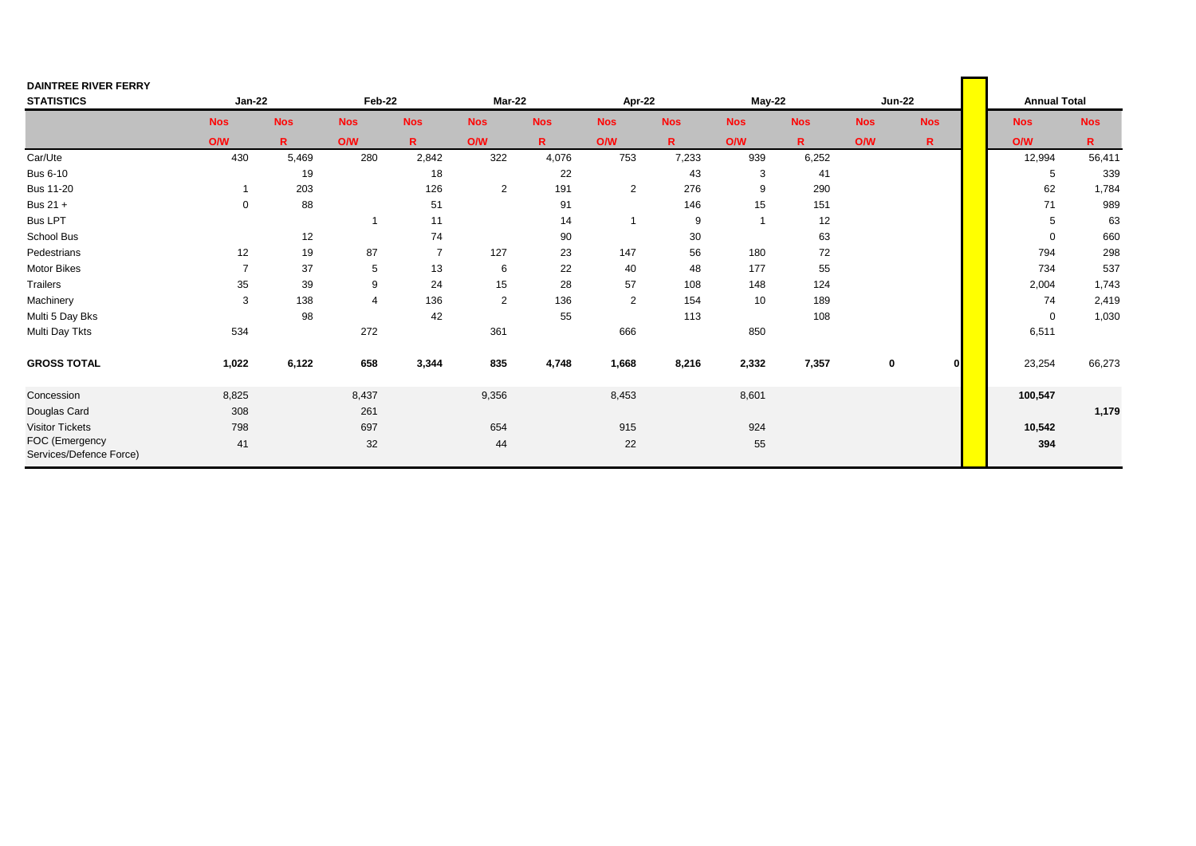| DAINTREE RIVER FERRY STATISTICS | Jan-22 | | Feb-22 | | Mar-22 | | Apr-22 | | May-22 | | Jun-22 | | Annual Total | |
|---|---|---|---|---|---|---|---|---|---|---|---|---|---|---|
| | Nos | Nos | Nos | Nos | Nos | Nos | Nos | Nos | Nos | Nos | Nos | Nos | Nos | Nos |
| | O/W | R | O/W | R | O/W | R | O/W | R | O/W | R | O/W | R | O/W | R |
| Car/Ute | 430 | 5,469 | 280 | 2,842 | 322 | 4,076 | 753 | 7,233 | 939 | 6,252 | | | 12,994 | 56,411 |
| Bus 6-10 | | 19 | | 18 | | 22 | | 43 | 3 | 41 | | | 5 | 339 |
| Bus 11-20 | 1 | 203 | | 126 | 2 | 191 | 2 | 276 | 9 | 290 | | | 62 | 1,784 |
| Bus 21 + | 0 | 88 | | 51 | | 91 | | 146 | 15 | 151 | | | 71 | 989 |
| Bus LPT | | | 1 | 11 | | 14 | 1 | 9 | 1 | 12 | | | 5 | 63 |
| School Bus | | 12 | | 74 | | 90 | | 30 | | 63 | | | 0 | 660 |
| Pedestrians | 12 | 19 | 87 | 7 | 127 | 23 | 147 | 56 | 180 | 72 | | | 794 | 298 |
| Motor Bikes | 7 | 37 | 5 | 13 | 6 | 22 | 40 | 48 | 177 | 55 | | | 734 | 537 |
| Trailers | 35 | 39 | 9 | 24 | 15 | 28 | 57 | 108 | 148 | 124 | | | 2,004 | 1,743 |
| Machinery | 3 | 138 | 4 | 136 | 2 | 136 | 2 | 154 | 10 | 189 | | | 74 | 2,419 |
| Multi 5 Day Bks | | 98 | | 42 | | 55 | | 113 | | 108 | | | 0 | 1,030 |
| Multi Day Tkts | 534 | | 272 | | 361 | | 666 | | 850 | | | | 6,511 | |
| **GROSS TOTAL** | **1,022** | **6,122** | **658** | **3,344** | **835** | **4,748** | **1,668** | **8,216** | **2,332** | **7,357** | **0** | **0** | 23,254 | 66,273 |
| Concession | 8,825 | | 8,437 | | 9,356 | | 8,453 | | 8,601 | | | | **100,547** | |
| Douglas Card | 308 | | 261 | | | | | | | | | | | **1,179** |
| Visitor Tickets | 798 | | 697 | | 654 | | 915 | | 924 | | | | **10,542** | |
| FOC (Emergency Services/Defence Force) | 41 | | 32 | | 44 | | 22 | | 55 | | | | **394** | |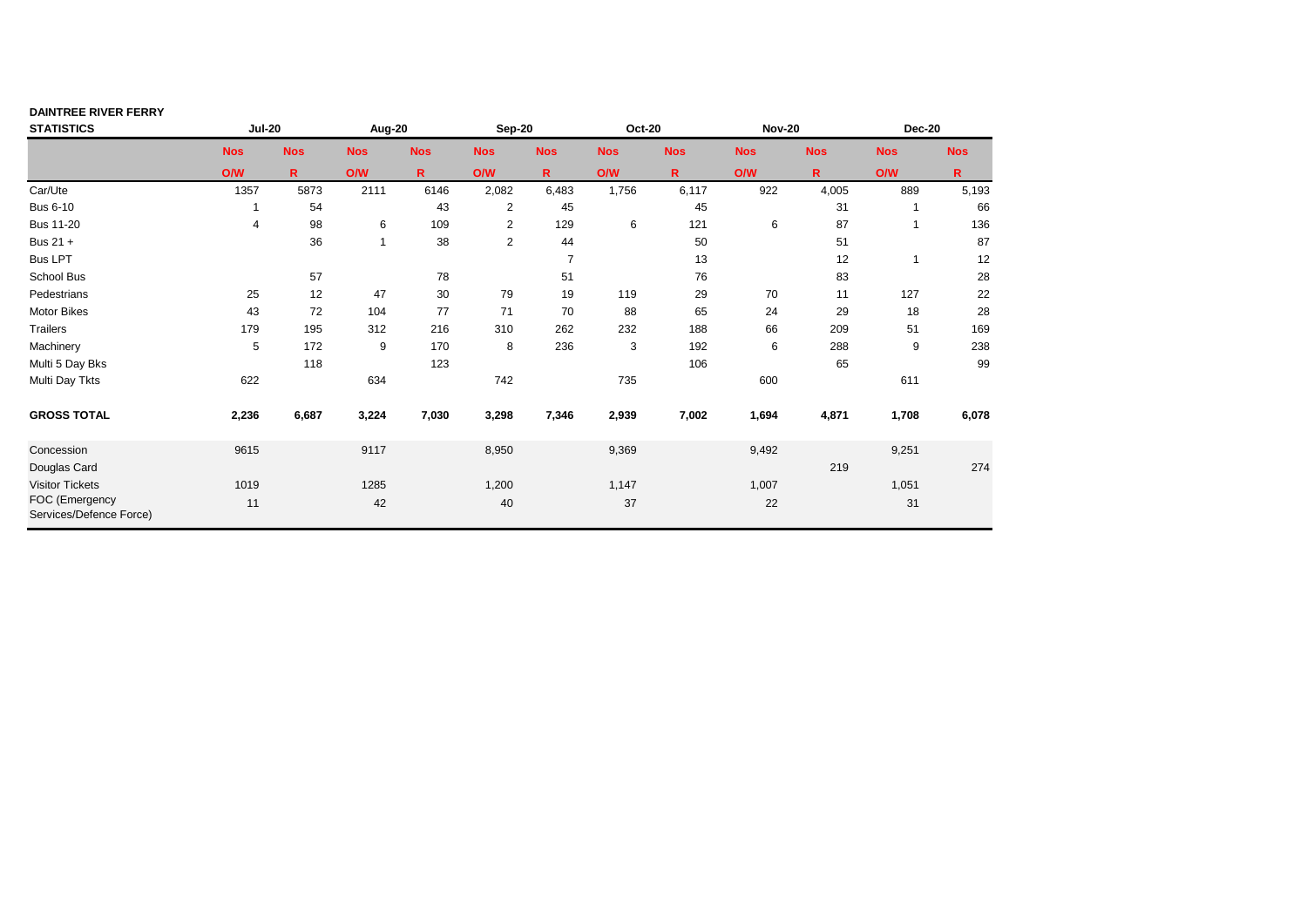| DAINTREE RIVER FERRY STATISTICS | Jul-20 | | Aug-20 | | Sep-20 | | Oct-20 | | Nov-20 | | Dec-20 | |
|---|---|---|---|---|---|---|---|---|---|---|---|---|
| | Nos | Nos | Nos | Nos | Nos | Nos | Nos | Nos | Nos | Nos | Nos | Nos |
| | O/W | R | O/W | R | O/W | R | O/W | R | O/W | R | O/W | R |
| Car/Ute | 1357 | 5873 | 2111 | 6146 | 2,082 | 6,483 | 1,756 | 6,117 | 922 | 4,005 | 889 | 5,193 |
| Bus 6-10 | 1 | 54 | | 43 | 2 | 45 | | 45 | | 31 | 1 | 66 |
| Bus 11-20 | 4 | 98 | 6 | 109 | 2 | 129 | 6 | 121 | 6 | 87 | 1 | 136 |
| Bus 21 + | | 36 | 1 | 38 | 2 | 44 | | 50 | | 51 | | 87 |
| Bus LPT | | | | | | 7 | | 13 | | 12 | 1 | 12 |
| School Bus | | 57 | | 78 | | 51 | | 76 | | 83 | | 28 |
| Pedestrians | 25 | 12 | 47 | 30 | 79 | 19 | 119 | 29 | 70 | 11 | 127 | 22 |
| Motor Bikes | 43 | 72 | 104 | 77 | 71 | 70 | 88 | 65 | 24 | 29 | 18 | 28 |
| Trailers | 179 | 195 | 312 | 216 | 310 | 262 | 232 | 188 | 66 | 209 | 51 | 169 |
| Machinery | 5 | 172 | 9 | 170 | 8 | 236 | 3 | 192 | 6 | 288 | 9 | 238 |
| Multi 5 Day Bks | | 118 | | 123 | | | | 106 | | 65 | | 99 |
| Multi Day Tkts | 622 | | 634 | | 742 | | 735 | | 600 | | 611 | |
| **GROSS TOTAL** | **2,236** | **6,687** | **3,224** | **7,030** | **3,298** | **7,346** | **2,939** | **7,002** | **1,694** | **4,871** | **1,708** | **6,078** |
| Concession | 9615 | | 9117 | | 8,950 | | 9,369 | | 9,492 | | 9,251 | |
| Douglas Card | | | | | | | | | | 219 | | 274 |
| Visitor Tickets | 1019 | | 1285 | | 1,200 | | 1,147 | | 1,007 | | 1,051 | |
| FOC (Emergency Services/Defence Force) | 11 | | 42 | | 40 | | 37 | | 22 | | 31 | |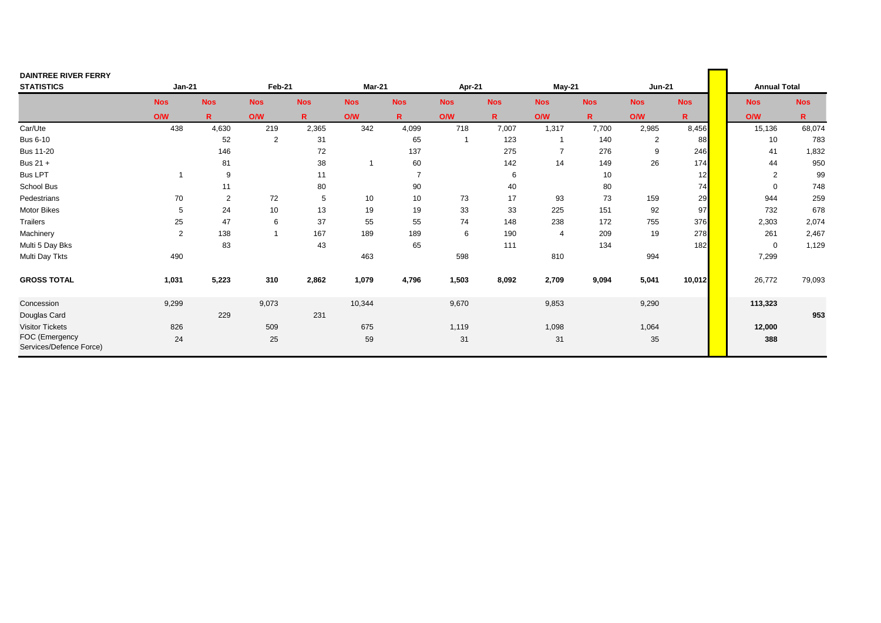| DAINTREE RIVER FERRY STATISTICS | Jan-21 | | Feb-21 | | Mar-21 | | Apr-21 | | May-21 | | Jun-21 | | | Annual Total | |
|---|---|---|---|---|---|---|---|---|---|---|---|---|---|---|---|
| | Nos | Nos | Nos | Nos | Nos | Nos | Nos | Nos | Nos | Nos | Nos | Nos | | Nos | Nos |
| | O/W | R | O/W | R | O/W | R | O/W | R | O/W | R | O/W | R | | O/W | R |
| Car/Ute | 438 | 4,630 | 219 | 2,365 | 342 | 4,099 | 718 | 7,007 | 1,317 | 7,700 | 2,985 | 8,456 | | 15,136 | 68,074 |
| Bus 6-10 | | 52 | 2 | 31 | | 65 | 1 | 123 | 1 | 140 | 2 | 88 | | 10 | 783 |
| Bus 11-20 | | 146 | | 72 | | 137 | | 275 | 7 | 276 | 9 | 246 | | 41 | 1,832 |
| Bus 21 + | | 81 | | 38 | 1 | 60 | | 142 | 14 | 149 | 26 | 174 | | 44 | 950 |
| Bus LPT | 1 | 9 | | 11 | | 7 | | 6 | | 10 | | 12 | | 2 | 99 |
| School Bus | | 11 | | 80 | | 90 | | 40 | | 80 | | 74 | | 0 | 748 |
| Pedestrians | 70 | 2 | 72 | 5 | 10 | 10 | 73 | 17 | 93 | 73 | 159 | 29 | | 944 | 259 |
| Motor Bikes | 5 | 24 | 10 | 13 | 19 | 19 | 33 | 33 | 225 | 151 | 92 | 97 | | 732 | 678 |
| Trailers | 25 | 47 | 6 | 37 | 55 | 55 | 74 | 148 | 238 | 172 | 755 | 376 | | 2,303 | 2,074 |
| Machinery | 2 | 138 | 1 | 167 | 189 | 189 | 6 | 190 | 4 | 209 | 19 | 278 | | 261 | 2,467 |
| Multi 5 Day Bks | | 83 | | 43 | | 65 | | 111 | | 134 | | 182 | | 0 | 1,129 |
| Multi Day Tkts | 490 | | | | 463 | | 598 | | 810 | | 994 | | | 7,299 | |
| **GROSS TOTAL** | **1,031** | **5,223** | **310** | **2,862** | **1,079** | **4,796** | **1,503** | **8,092** | **2,709** | **9,094** | **5,041** | **10,012** | | 26,772 | 79,093 |
| Concession | 9,299 | | 9,073 | | 10,344 | | 9,670 | | 9,853 | | 9,290 | | | **113,323** | |
| Douglas Card | | 229 | | 231 | | | | | | | | | | | **953** |
| Visitor Tickets | 826 | | 509 | | 675 | | 1,119 | | 1,098 | | 1,064 | | | **12,000** | |
| FOC (Emergency Services/Defence Force) | 24 | | 25 | | 59 | | 31 | | 31 | | 35 | | | **388** | |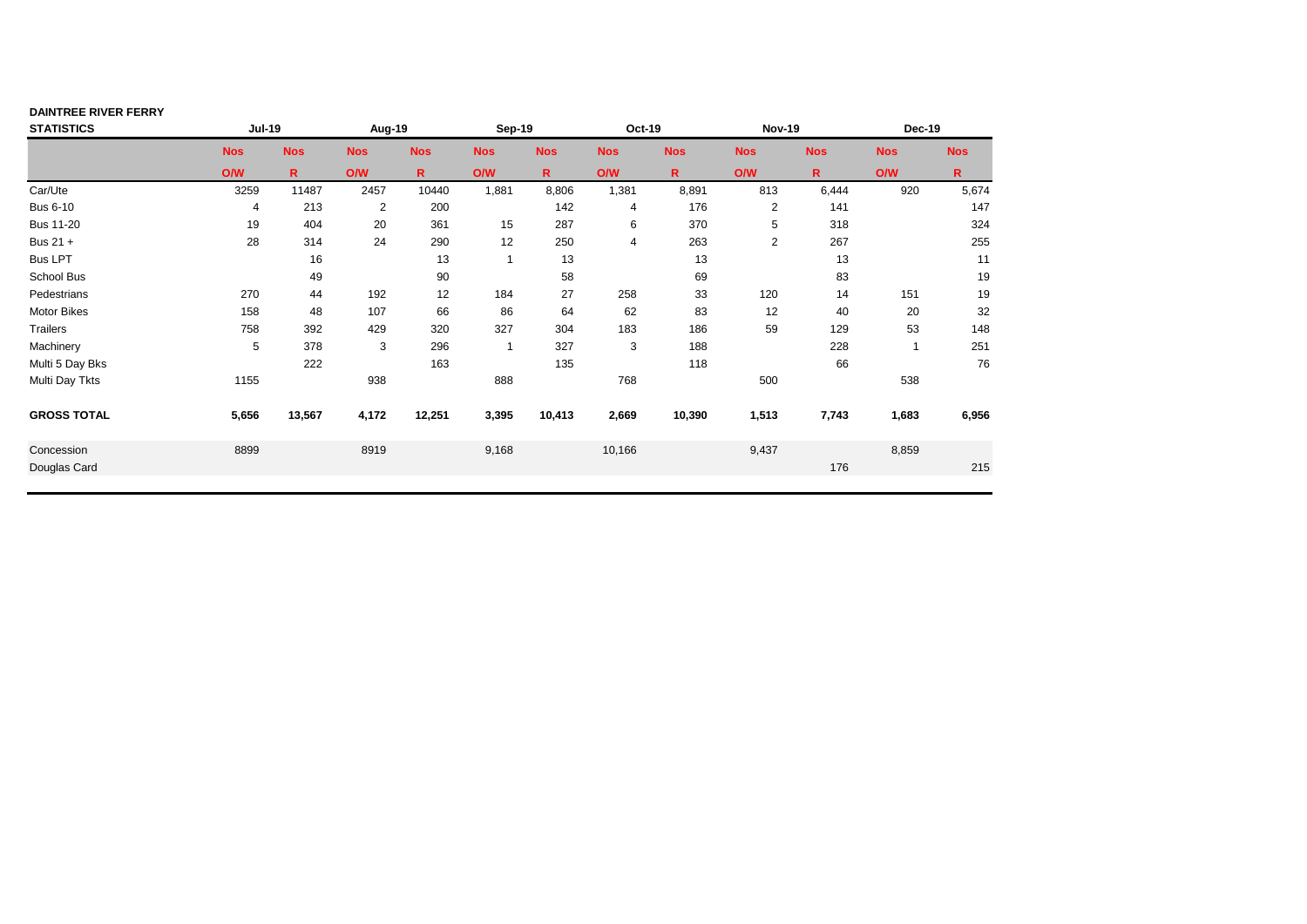| DAINTREE RIVER FERRY STATISTICS | Jul-19 | | Aug-19 | | Sep-19 | | Oct-19 | | Nov-19 | | Dec-19 | |
|---|---|---|---|---|---|---|---|---|---|---|---|---|
| | Nos | Nos | Nos | Nos | Nos | Nos | Nos | Nos | Nos | Nos | Nos | Nos |
| | O/W | R | O/W | R | O/W | R | O/W | R | O/W | R | O/W | R |
| Car/Ute | 3259 | 11487 | 2457 | 10440 | 1,881 | 8,806 | 1,381 | 8,891 | 813 | 6,444 | 920 | 5,674 |
| Bus 6-10 | 4 | 213 | 2 | 200 | | 142 | 4 | 176 | 2 | 141 | | 147 |
| Bus 11-20 | 19 | 404 | 20 | 361 | 15 | 287 | 6 | 370 | 5 | 318 | | 324 |
| Bus 21 + | 28 | 314 | 24 | 290 | 12 | 250 | 4 | 263 | 2 | 267 | | 255 |
| Bus LPT | | 16 | | 13 | 1 | 13 | | 13 | | 13 | | 11 |
| School Bus | | 49 | | 90 | | 58 | | 69 | | 83 | | 19 |
| Pedestrians | 270 | 44 | 192 | 12 | 184 | 27 | 258 | 33 | 120 | 14 | 151 | 19 |
| Motor Bikes | 158 | 48 | 107 | 66 | 86 | 64 | 62 | 83 | 12 | 40 | 20 | 32 |
| Trailers | 758 | 392 | 429 | 320 | 327 | 304 | 183 | 186 | 59 | 129 | 53 | 148 |
| Machinery | 5 | 378 | 3 | 296 | 1 | 327 | 3 | 188 | | 228 | 1 | 251 |
| Multi 5 Day Bks | | 222 | | 163 | | 135 | | 118 | | 66 | | 76 |
| Multi Day Tkts | 1155 | | 938 | | 888 | | 768 | | 500 | | 538 | |
| **GROSS TOTAL** | **5,656** | **13,567** | **4,172** | **12,251** | **3,395** | **10,413** | **2,669** | **10,390** | **1,513** | **7,743** | **1,683** | **6,956** |
| Concession | 8899 | | 8919 | | 9,168 | | 10,166 | | 9,437 | | 8,859 | |
| Douglas Card | | | | | | | | | | 176 | | 215 |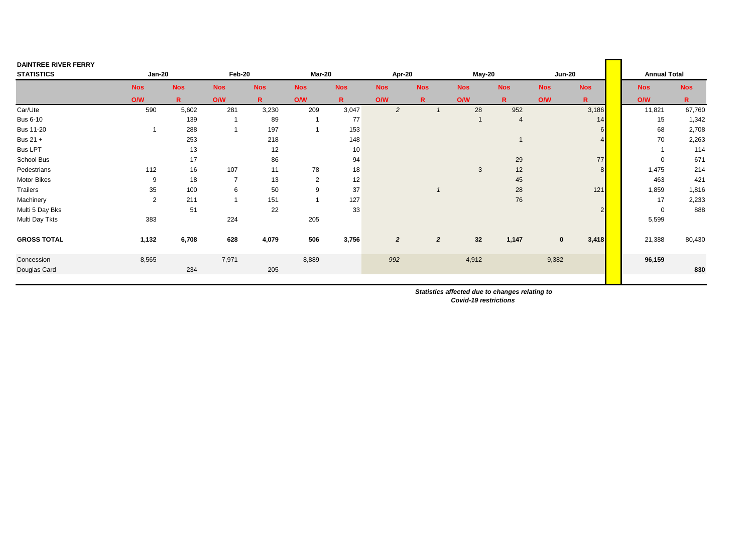| DAINTREE RIVER FERRY STATISTICS | Jan-20 | | Feb-20 | | Mar-20 | | Apr-20 | | May-20 | | Jun-20 | | Annual Total | |
|---|---|---|---|---|---|---|---|---|---|---|---|---|---|---|
| | Nos | Nos | Nos | Nos | Nos | Nos | Nos | Nos | Nos | Nos | Nos | Nos | Nos | Nos |
| | O/W | R | O/W | R | O/W | R | O/W | R | O/W | R | O/W | R | O/W | R |
| Car/Ute | 590 | 5,602 | 281 | 3,230 | 209 | 3,047 | *2* | *1* | 28 | 952 | | 3,186 | 11,821 | 67,760 |
| Bus 6-10 | | 139 | 1 | 89 | 1 | 77 | | | 1 | 4 | | 14 | 15 | 1,342 |
| Bus 11-20 | 1 | 288 | 1 | 197 | 1 | 153 | | | | | | 6 | 68 | 2,708 |
| Bus 21 + | | 253 | | 218 | | 148 | | | | 1 | | 4 | 70 | 2,263 |
| Bus LPT | | 13 | | 12 | | 10 | | | | | | | 1 | 114 |
| School Bus | | 17 | | 86 | | 94 | | | | 29 | | 77 | 0 | 671 |
| Pedestrians | 112 | 16 | 107 | 11 | 78 | 18 | | | 3 | 12 | | 8 | 1,475 | 214 |
| Motor Bikes | 9 | 18 | 7 | 13 | 2 | 12 | | | | 45 | | | 463 | 421 |
| Trailers | 35 | 100 | 6 | 50 | 9 | 37 | | *1* | | 28 | | 121 | 1,859 | 1,816 |
| Machinery | 2 | 211 | 1 | 151 | 1 | 127 | | | | 76 | | | 17 | 2,233 |
| Multi 5 Day Bks | | 51 | | 22 | | 33 | | | | | | 2 | 0 | 888 |
| Multi Day Tkts | 383 | | 224 | | 205 | | | | | | | | 5,599 | |
| **GROSS TOTAL** | **1,132** | **6,708** | **628** | **4,079** | **506** | **3,756** | ***2*** | ***2*** | **32** | **1,147** | **0** | **3,418** | 21,388 | 80,430 |
| Concession | 8,565 | | 7,971 | | 8,889 | | *992* | | 4,912 | | 9,382 | | **96,159** | |
| Douglas Card | | 234 | | 205 | | | | | | | | | | **830** |

***Statistics affected due to changes relating to Covid-19 restrictions***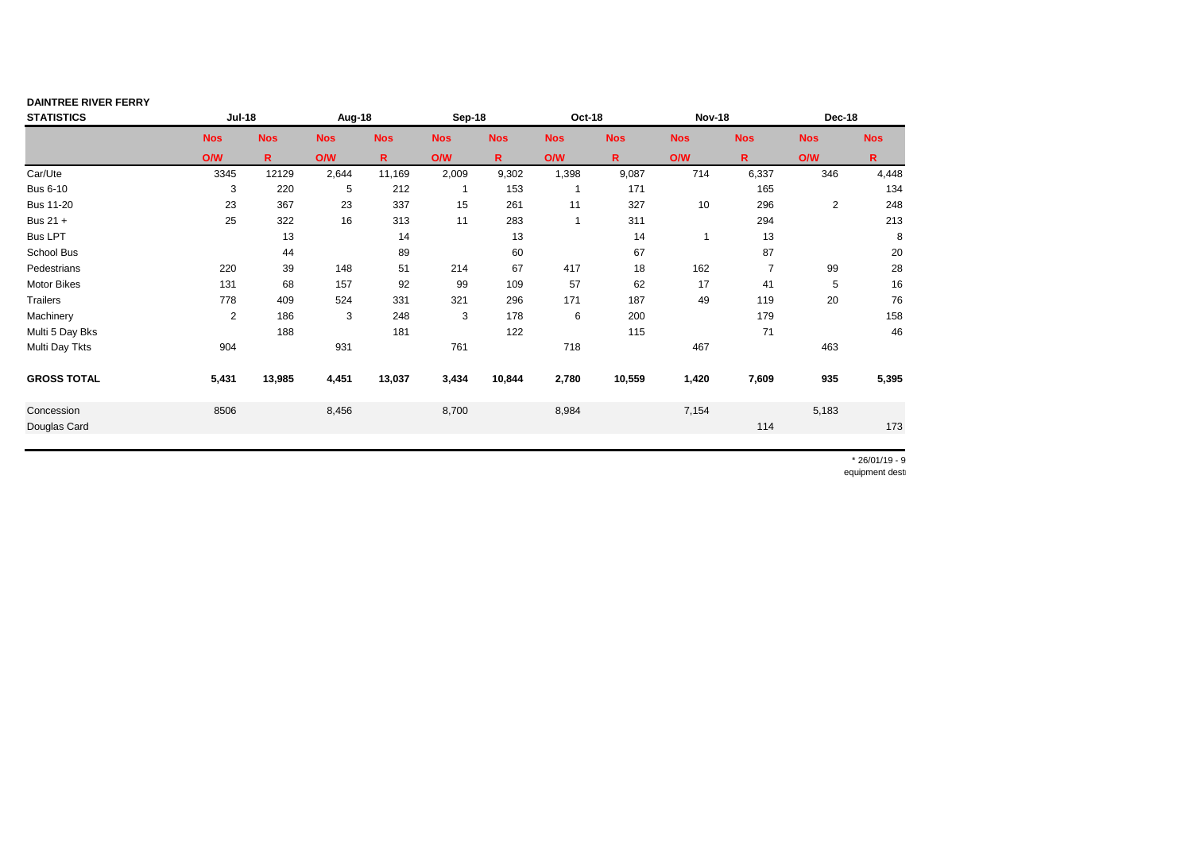| DAINTREE RIVER FERRY STATISTICS | Jul-18 | | Aug-18 | | Sep-18 | | Oct-18 | | Nov-18 | | Dec-18 | |
|---|---|---|---|---|---|---|---|---|---|---|---|---|
| | Nos | Nos | Nos | Nos | Nos | Nos | Nos | Nos | Nos | Nos | Nos | Nos |
| | O/W | R | O/W | R | O/W | R | O/W | R | O/W | R | O/W | R |
| Car/Ute | 3345 | 12129 | 2,644 | 11,169 | 2,009 | 9,302 | 1,398 | 9,087 | 714 | 6,337 | 346 | 4,448 |
| Bus 6-10 | 3 | 220 | 5 | 212 | 1 | 153 | 1 | 171 | | 165 | | 134 |
| Bus 11-20 | 23 | 367 | 23 | 337 | 15 | 261 | 11 | 327 | 10 | 296 | 2 | 248 |
| Bus 21 + | 25 | 322 | 16 | 313 | 11 | 283 | 1 | 311 | | 294 | | 213 |
| Bus LPT | | 13 | | 14 | | 13 | | 14 | 1 | 13 | | 8 |
| School Bus | | 44 | | 89 | | 60 | | 67 | | 87 | | 20 |
| Pedestrians | 220 | 39 | 148 | 51 | 214 | 67 | 417 | 18 | 162 | 7 | 99 | 28 |
| Motor Bikes | 131 | 68 | 157 | 92 | 99 | 109 | 57 | 62 | 17 | 41 | 5 | 16 |
| Trailers | 778 | 409 | 524 | 331 | 321 | 296 | 171 | 187 | 49 | 119 | 20 | 76 |
| Machinery | 2 | 186 | 3 | 248 | 3 | 178 | 6 | 200 | | 179 | | 158 |
| Multi 5 Day Bks | | 188 | | 181 | | 122 | | 115 | | 71 | | 46 |
| Multi Day Tkts | 904 | | 931 | | 761 | | 718 | | 467 | | 463 | |
| **GROSS TOTAL** | **5,431** | **13,985** | **4,451** | **13,037** | **3,434** | **10,844** | **2,780** | **10,559** | **1,420** | **7,609** | **935** | **5,395** |
| Concession | 8506 | | 8,456 | | 8,700 | | 8,984 | | 7,154 | | 5,183 | |
| Douglas Card | | | | | | | | | | 114 | | 173 |

* 26/01/19 - 9
equipment dest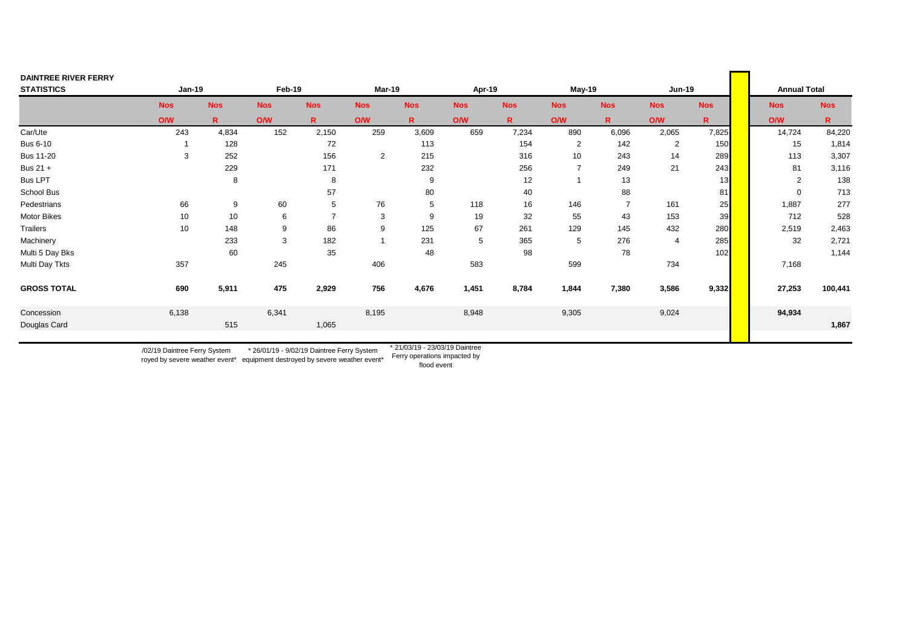| DAINTREE RIVER FERRY STATISTICS | Jan-19 | | Feb-19 | | Mar-19 | | Apr-19 | | May-19 | | Jun-19 | | Annual Total | |
|---|---|---|---|---|---|---|---|---|---|---|---|---|---|---|
| | Nos | Nos | Nos | Nos | Nos | Nos | Nos | Nos | Nos | Nos | Nos | Nos | Nos | Nos |
| | O/W | R | O/W | R | O/W | R | O/W | R | O/W | R | O/W | R | O/W | R |
| Car/Ute | 243 | 4,834 | 152 | 2,150 | 259 | 3,609 | 659 | 7,234 | 890 | 6,096 | 2,065 | 7,825 | 14,724 | 84,220 |
| Bus 6-10 | 1 | 128 | | 72 | | 113 | | 154 | 2 | 142 | 2 | 150 | 15 | 1,814 |
| Bus 11-20 | 3 | 252 | | 156 | 2 | 215 | | 316 | 10 | 243 | 14 | 289 | 113 | 3,307 |
| Bus 21 + | | 229 | | 171 | | 232 | | 256 | 7 | 249 | 21 | 243 | 81 | 3,116 |
| Bus LPT | | 8 | | 8 | | 9 | | 12 | 1 | 13 | | 13 | 2 | 138 |
| School Bus | | | | 57 | | 80 | | 40 | | 88 | | 81 | 0 | 713 |
| Pedestrians | 66 | 9 | 60 | 5 | 76 | 5 | 118 | 16 | 146 | 7 | 161 | 25 | 1,887 | 277 |
| Motor Bikes | 10 | 10 | 6 | 7 | 3 | 9 | 19 | 32 | 55 | 43 | 153 | 39 | 712 | 528 |
| Trailers | 10 | 148 | 9 | 86 | 9 | 125 | 67 | 261 | 129 | 145 | 432 | 280 | 2,519 | 2,463 |
| Machinery | | 233 | 3 | 182 | 1 | 231 | 5 | 365 | 5 | 276 | 4 | 285 | 32 | 2,721 |
| Multi 5 Day Bks | | 60 | | 35 | | 48 | | 98 | | 78 | | 102 | | 1,144 |
| Multi Day Tkts | 357 | | 245 | | 406 | | 583 | | 599 | | 734 | | 7,168 | |
| **GROSS TOTAL** | **690** | **5,911** | **475** | **2,929** | **756** | **4,676** | **1,451** | **8,784** | **1,844** | **7,380** | **3,586** | **9,332** | **27,253** | **100,441** |
| Concession | 6,138 | | 6,341 | | 8,195 | | 8,948 | | 9,305 | | 9,024 | | **94,934** | |
| Douglas Card | | 515 | | 1,065 | | | | | | | | | | **1,867** |

/02/19 Daintree Ferry System royed by severe weather event*

* 26/01/19 - 9/02/19 Daintree Ferry System equipment destroyed by severe weather event*

* 21/03/19 - 23/03/19 Daintree Ferry operations impacted by flood event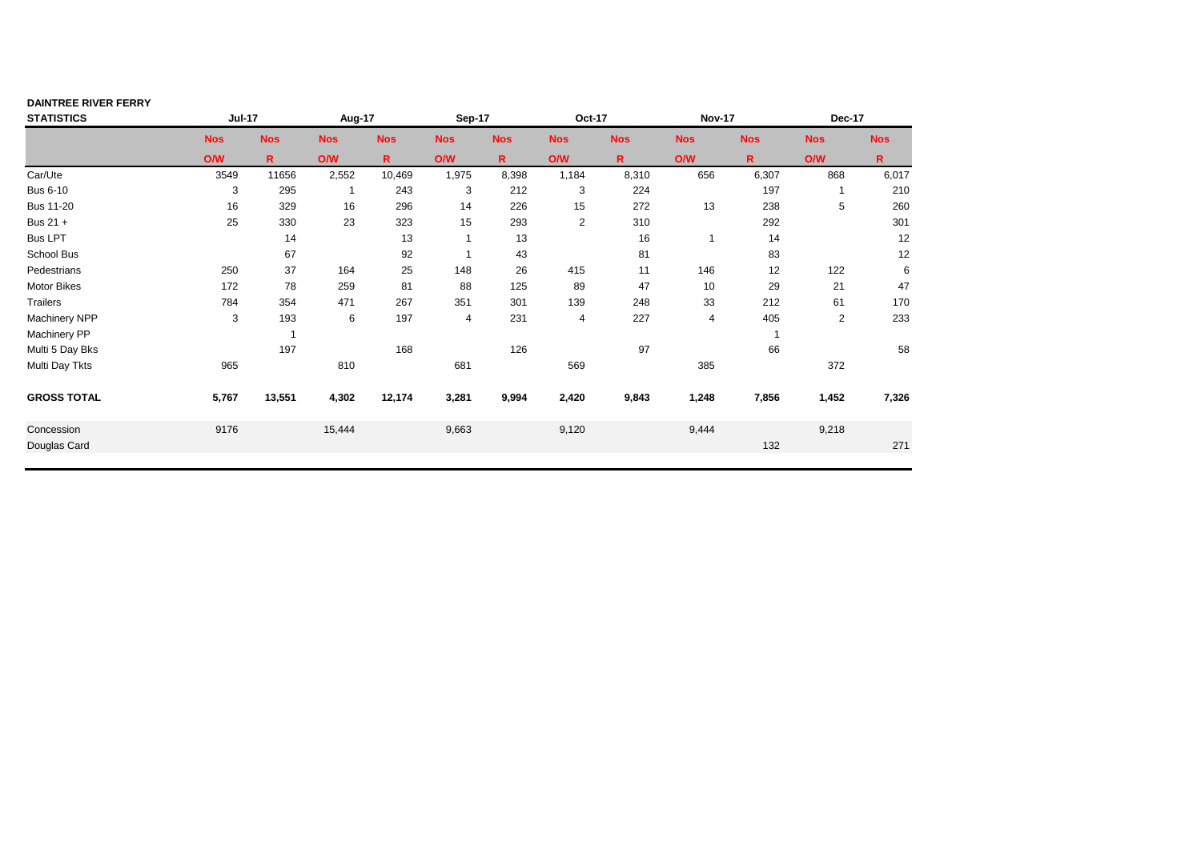| DAINTREE RIVER FERRY STATISTICS | Jul-17 | | Aug-17 | | Sep-17 | | Oct-17 | | Nov-17 | | Dec-17 | |
|---|---|---|---|---|---|---|---|---|---|---|---|---|
| | Nos | Nos | Nos | Nos | Nos | Nos | Nos | Nos | Nos | Nos | Nos | Nos |
| | O/W | R | O/W | R | O/W | R | O/W | R | O/W | R | O/W | R |
| Car/Ute | 3549 | 11656 | 2,552 | 10,469 | 1,975 | 8,398 | 1,184 | 8,310 | 656 | 6,307 | 868 | 6,017 |
| Bus 6-10 | 3 | 295 | 1 | 243 | 3 | 212 | 3 | 224 | | 197 | 1 | 210 |
| Bus 11-20 | 16 | 329 | 16 | 296 | 14 | 226 | 15 | 272 | 13 | 238 | 5 | 260 |
| Bus 21 + | 25 | 330 | 23 | 323 | 15 | 293 | 2 | 310 | | 292 | | 301 |
| Bus LPT | | 14 | | 13 | 1 | 13 | | 16 | 1 | 14 | | 12 |
| School Bus | | 67 | | 92 | 1 | 43 | | 81 | | 83 | | 12 |
| Pedestrians | 250 | 37 | 164 | 25 | 148 | 26 | 415 | 11 | 146 | 12 | 122 | 6 |
| Motor Bikes | 172 | 78 | 259 | 81 | 88 | 125 | 89 | 47 | 10 | 29 | 21 | 47 |
| Trailers | 784 | 354 | 471 | 267 | 351 | 301 | 139 | 248 | 33 | 212 | 61 | 170 |
| Machinery NPP | 3 | 193 | 6 | 197 | 4 | 231 | 4 | 227 | 4 | 405 | 2 | 233 |
| Machinery PP | | 1 | | | | | | | | 1 | | |
| Multi 5 Day Bks | | 197 | | 168 | | 126 | | 97 | | 66 | | 58 |
| Multi Day Tkts | 965 | | 810 | | 681 | | 569 | | 385 | | 372 | |
| **GROSS TOTAL** | **5,767** | **13,551** | **4,302** | **12,174** | **3,281** | **9,994** | **2,420** | **9,843** | **1,248** | **7,856** | **1,452** | **7,326** |
| Concession | 9176 | | 15,444 | | 9,663 | | 9,120 | | 9,444 | | 9,218 | |
| Douglas Card | | | | | | | | | | 132 | | 271 |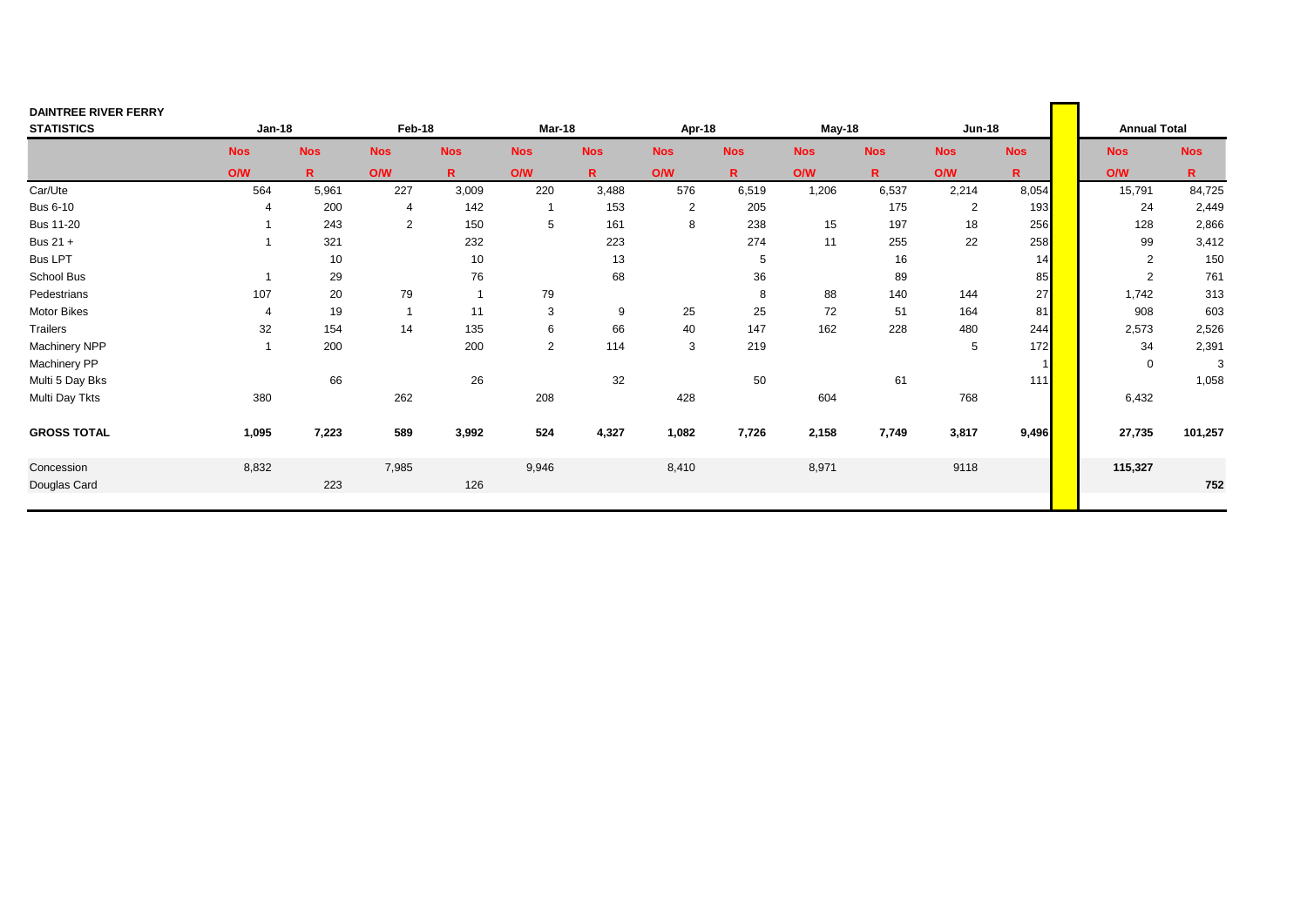| DAINTREE RIVER FERRY STATISTICS | Jan-18 | | Feb-18 | | Mar-18 | | Apr-18 | | May-18 | | Jun-18 | | Annual Total | |
|---|---|---|---|---|---|---|---|---|---|---|---|---|---|---|
| | Nos | Nos | Nos | Nos | Nos | Nos | Nos | Nos | Nos | Nos | Nos | Nos | Nos | Nos |
| | O/W | R | O/W | R | O/W | R | O/W | R | O/W | R | O/W | R | O/W | R |
| Car/Ute | 564 | 5,961 | 227 | 3,009 | 220 | 3,488 | 576 | 6,519 | 1,206 | 6,537 | 2,214 | 8,054 | 15,791 | 84,725 |
| Bus 6-10 | 4 | 200 | 4 | 142 | 1 | 153 | 2 | 205 | | 175 | 2 | 193 | 24 | 2,449 |
| Bus 11-20 | 1 | 243 | 2 | 150 | 5 | 161 | 8 | 238 | 15 | 197 | 18 | 256 | 128 | 2,866 |
| Bus 21 + | 1 | 321 | | 232 | | 223 | | 274 | 11 | 255 | 22 | 258 | 99 | 3,412 |
| Bus LPT | | 10 | | 10 | | 13 | | 5 | | 16 | | 14 | 2 | 150 |
| School Bus | 1 | 29 | | 76 | | 68 | | 36 | | 89 | | 85 | 2 | 761 |
| Pedestrians | 107 | 20 | 79 | 1 | 79 | | | 8 | 88 | 140 | 144 | 27 | 1,742 | 313 |
| Motor Bikes | 4 | 19 | 1 | 11 | 3 | 9 | 25 | 25 | 72 | 51 | 164 | 81 | 908 | 603 |
| Trailers | 32 | 154 | 14 | 135 | 6 | 66 | 40 | 147 | 162 | 228 | 480 | 244 | 2,573 | 2,526 |
| Machinery NPP | 1 | 200 | | 200 | 2 | 114 | 3 | 219 | | | 5 | 172 | 34 | 2,391 |
| Machinery PP | | | | | | | | | | | | 1 | 0 | 3 |
| Multi 5 Day Bks | | 66 | | 26 | | 32 | | 50 | | 61 | | 111 | | 1,058 |
| Multi Day Tkts | 380 | | 262 | | 208 | | 428 | | 604 | | 768 | | 6,432 | |
| **GROSS TOTAL** | **1,095** | **7,223** | **589** | **3,992** | **524** | **4,327** | **1,082** | **7,726** | **2,158** | **7,749** | **3,817** | **9,496** | **27,735** | **101,257** |
| Concession | 8,832 | | 7,985 | | 9,946 | | 8,410 | | 8,971 | | 9118 | | **115,327** | |
| Douglas Card | | 223 | | 126 | | | | | | | | | | **752** |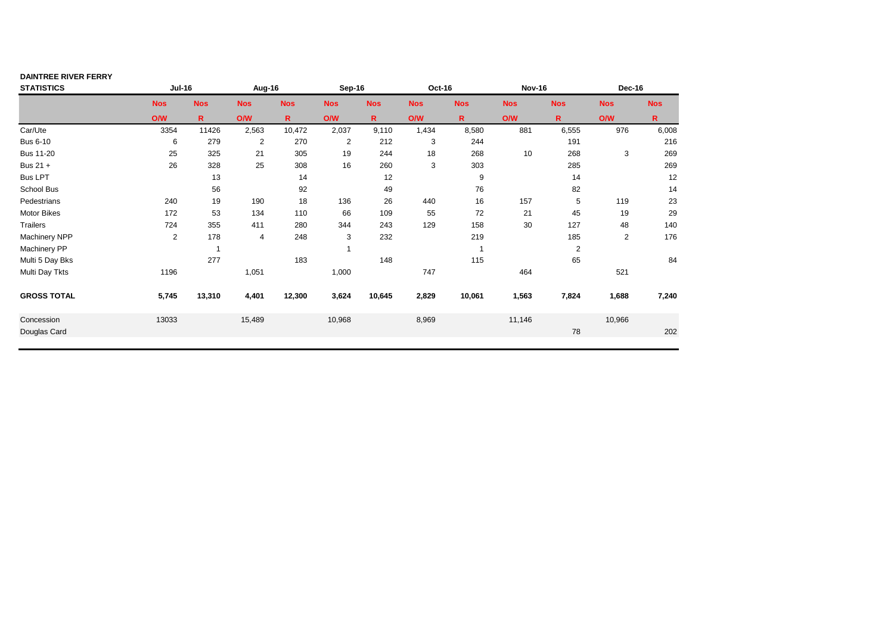**DAINTREE RIVER FERRY**

| STATISTICS | Jul-16 | | Aug-16 | | Sep-16 | | Oct-16 | | Nov-16 | | Dec-16 | |
|---|---|---|---|---|---|---|---|---|---|---|---|---|
| | Nos | Nos | Nos | Nos | Nos | Nos | Nos | Nos | Nos | Nos | Nos | Nos |
| | O/W | R | O/W | R | O/W | R | O/W | R | O/W | R | O/W | R |
| Car/Ute | 3354 | 11426 | 2,563 | 10,472 | 2,037 | 9,110 | 1,434 | 8,580 | 881 | 6,555 | 976 | 6,008 |
| Bus 6-10 | 6 | 279 | 2 | 270 | 2 | 212 | 3 | 244 | | 191 | | 216 |
| Bus 11-20 | 25 | 325 | 21 | 305 | 19 | 244 | 18 | 268 | 10 | 268 | 3 | 269 |
| Bus 21 + | 26 | 328 | 25 | 308 | 16 | 260 | 3 | 303 | | 285 | | 269 |
| Bus LPT | | 13 | | 14 | | 12 | | 9 | | 14 | | 12 |
| School Bus | | 56 | | 92 | | 49 | | 76 | | 82 | | 14 |
| Pedestrians | 240 | 19 | 190 | 18 | 136 | 26 | 440 | 16 | 157 | 5 | 119 | 23 |
| Motor Bikes | 172 | 53 | 134 | 110 | 66 | 109 | 55 | 72 | 21 | 45 | 19 | 29 |
| Trailers | 724 | 355 | 411 | 280 | 344 | 243 | 129 | 158 | 30 | 127 | 48 | 140 |
| Machinery NPP | 2 | 178 | 4 | 248 | 3 | 232 | | 219 | | 185 | 2 | 176 |
| Machinery PP | | 1 | | | 1 | | | 1 | | 2 | | |
| Multi 5 Day Bks | | 277 | | 183 | | 148 | | 115 | | 65 | | 84 |
| Multi Day Tkts | 1196 | | 1,051 | | 1,000 | | 747 | | 464 | | 521 | |
| **GROSS TOTAL** | **5,745** | **13,310** | **4,401** | **12,300** | **3,624** | **10,645** | **2,829** | **10,061** | **1,563** | **7,824** | **1,688** | **7,240** |
| Concession | 13033 | | 15,489 | | 10,968 | | 8,969 | | 11,146 | | 10,966 | |
| Douglas Card | | | | | | | | | | 78 | | 202 |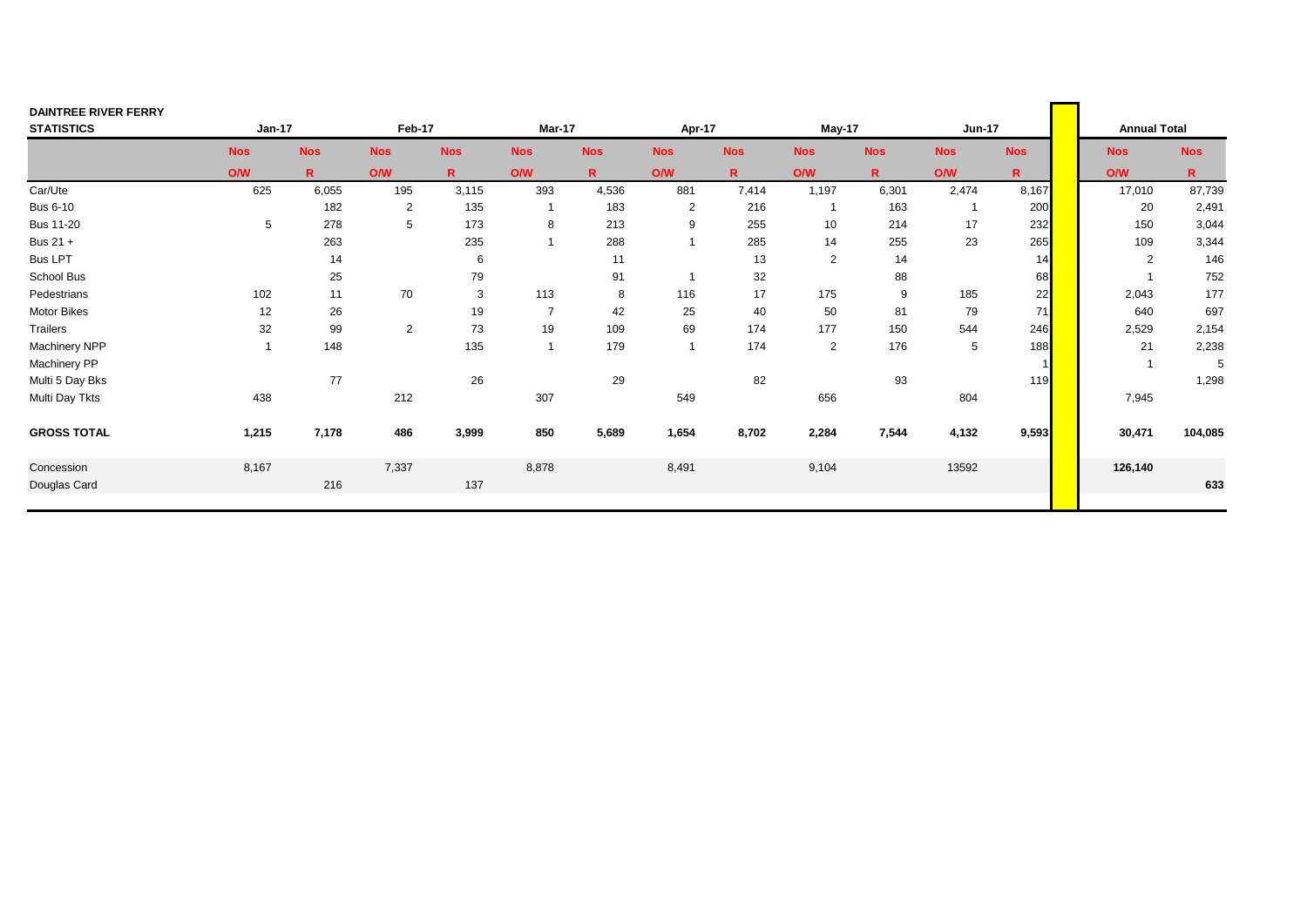| DAINTREE RIVER FERRY STATISTICS | Jan-17 | | Feb-17 | | Mar-17 | | Apr-17 | | May-17 | | Jun-17 | | | Annual Total | |
|---|---|---|---|---|---|---|---|---|---|---|---|---|---|---|---|
| | Nos | Nos | Nos | Nos | Nos | Nos | Nos | Nos | Nos | Nos | Nos | Nos | | Nos | Nos |
| | O/W | R | O/W | R | O/W | R | O/W | R | O/W | R | O/W | R | | O/W | R |
| Car/Ute | 625 | 6,055 | 195 | 3,115 | 393 | 4,536 | 881 | 7,414 | 1,197 | 6,301 | 2,474 | 8,167 | | 17,010 | 87,739 |
| Bus 6-10 | | 182 | 2 | 135 | 1 | 183 | 2 | 216 | 1 | 163 | 1 | 200 | | 20 | 2,491 |
| Bus 11-20 | 5 | 278 | 5 | 173 | 8 | 213 | 9 | 255 | 10 | 214 | 17 | 232 | | 150 | 3,044 |
| Bus 21 + | | 263 | | 235 | 1 | 288 | 1 | 285 | 14 | 255 | 23 | 265 | | 109 | 3,344 |
| Bus LPT | | 14 | | 6 | | 11 | | 13 | 2 | 14 | | 14 | | 2 | 146 |
| School Bus | | 25 | | 79 | | 91 | 1 | 32 | | 88 | | 68 | | 1 | 752 |
| Pedestrians | 102 | 11 | 70 | 3 | 113 | 8 | 116 | 17 | 175 | 9 | 185 | 22 | | 2,043 | 177 |
| Motor Bikes | 12 | 26 | | 19 | 7 | 42 | 25 | 40 | 50 | 81 | 79 | 71 | | 640 | 697 |
| Trailers | 32 | 99 | 2 | 73 | 19 | 109 | 69 | 174 | 177 | 150 | 544 | 246 | | 2,529 | 2,154 |
| Machinery NPP | 1 | 148 | | 135 | 1 | 179 | 1 | 174 | 2 | 176 | 5 | 188 | | 21 | 2,238 |
| Machinery PP | | | | | | | | | | | | 1 | | 1 | 5 |
| Multi 5 Day Bks | | 77 | | 26 | | 29 | | 82 | | 93 | | 119 | | | 1,298 |
| Multi Day Tkts | 438 | | 212 | | 307 | | 549 | | 656 | | 804 | | | 7,945 | |
| **GROSS TOTAL** | **1,215** | **7,178** | **486** | **3,999** | **850** | **5,689** | **1,654** | **8,702** | **2,284** | **7,544** | **4,132** | **9,593** | | **30,471** | **104,085** |
| Concession | 8,167 | | 7,337 | | 8,878 | | 8,491 | | 9,104 | | 13592 | | | **126,140** | |
| Douglas Card | | 216 | | 137 | | | | | | | | | | | **633** |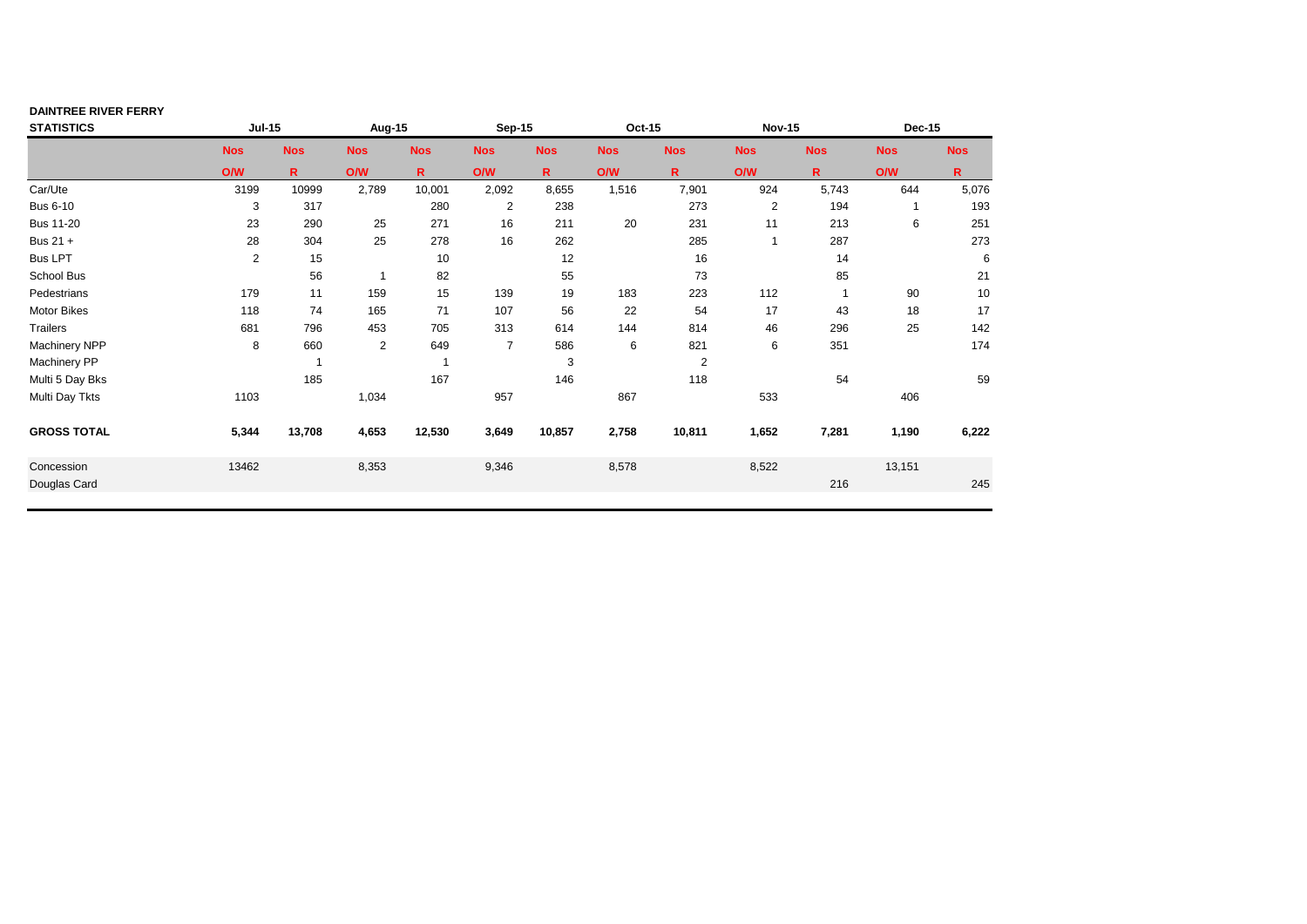| DAINTREE RIVER FERRY STATISTICS | Jul-15 | | Aug-15 | | Sep-15 | | Oct-15 | | Nov-15 | | Dec-15 | |
|---|---|---|---|---|---|---|---|---|---|---|---|---|
| | Nos | Nos | Nos | Nos | Nos | Nos | Nos | Nos | Nos | Nos | Nos | Nos |
| | O/W | R | O/W | R | O/W | R | O/W | R | O/W | R | O/W | R |
| Car/Ute | 3199 | 10999 | 2,789 | 10,001 | 2,092 | 8,655 | 1,516 | 7,901 | 924 | 5,743 | 644 | 5,076 |
| Bus 6-10 | 3 | 317 | | 280 | 2 | 238 | | 273 | 2 | 194 | 1 | 193 |
| Bus 11-20 | 23 | 290 | 25 | 271 | 16 | 211 | 20 | 231 | 11 | 213 | 6 | 251 |
| Bus 21 + | 28 | 304 | 25 | 278 | 16 | 262 | | 285 | 1 | 287 | | 273 |
| Bus LPT | 2 | 15 | | 10 | | 12 | | 16 | | 14 | | 6 |
| School Bus | | 56 | 1 | 82 | | 55 | | 73 | | 85 | | 21 |
| Pedestrians | 179 | 11 | 159 | 15 | 139 | 19 | 183 | 223 | 112 | 1 | 90 | 10 |
| Motor Bikes | 118 | 74 | 165 | 71 | 107 | 56 | 22 | 54 | 17 | 43 | 18 | 17 |
| Trailers | 681 | 796 | 453 | 705 | 313 | 614 | 144 | 814 | 46 | 296 | 25 | 142 |
| Machinery NPP | 8 | 660 | 2 | 649 | 7 | 586 | 6 | 821 | 6 | 351 | | 174 |
| Machinery PP | | 1 | | 1 | | 3 | | 2 | | | | |
| Multi 5 Day Bks | | 185 | | 167 | | 146 | | 118 | | 54 | | 59 |
| Multi Day Tkts | 1103 | | 1,034 | | 957 | | 867 | | 533 | | 406 | |
| **GROSS TOTAL** | **5,344** | **13,708** | **4,653** | **12,530** | **3,649** | **10,857** | **2,758** | **10,811** | **1,652** | **7,281** | **1,190** | **6,222** |
| Concession | 13462 | | 8,353 | | 9,346 | | 8,578 | | 8,522 | | 13,151 | |
| Douglas Card | | | | | | | | | | 216 | | 245 |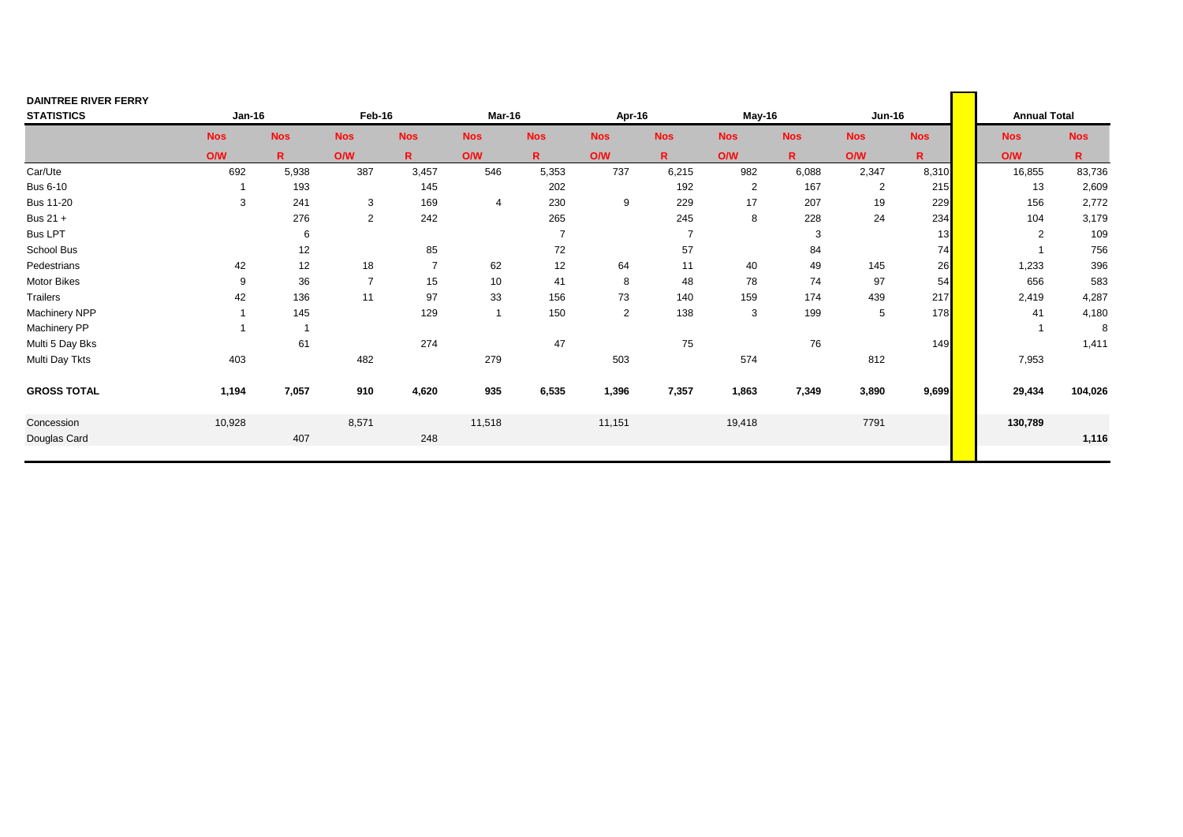| DAINTREE RIVER FERRY STATISTICS | Jan-16 | | Feb-16 | | Mar-16 | | Apr-16 | | May-16 | | Jun-16 | | | Annual Total | |
|---|---|---|---|---|---|---|---|---|---|---|---|---|---|---|---|
| | Nos | Nos | Nos | Nos | Nos | Nos | Nos | Nos | Nos | Nos | Nos | Nos | | Nos | Nos |
| | O/W | R | O/W | R | O/W | R | O/W | R | O/W | R | O/W | R | | O/W | R |
| Car/Ute | 692 | 5,938 | 387 | 3,457 | 546 | 5,353 | 737 | 6,215 | 982 | 6,088 | 2,347 | 8,310 | | 16,855 | 83,736 |
| Bus 6-10 | 1 | 193 | | 145 | | 202 | | 192 | 2 | 167 | 2 | 215 | | 13 | 2,609 |
| Bus 11-20 | 3 | 241 | 3 | 169 | 4 | 230 | 9 | 229 | 17 | 207 | 19 | 229 | | 156 | 2,772 |
| Bus 21 + | | 276 | 2 | 242 | | 265 | | 245 | 8 | 228 | 24 | 234 | | 104 | 3,179 |
| Bus LPT | | 6 | | | | 7 | | 7 | | 3 | | 13 | | 2 | 109 |
| School Bus | | 12 | | 85 | | 72 | | 57 | | 84 | | 74 | | 1 | 756 |
| Pedestrians | 42 | 12 | 18 | 7 | 62 | 12 | 64 | 11 | 40 | 49 | 145 | 26 | | 1,233 | 396 |
| Motor Bikes | 9 | 36 | 7 | 15 | 10 | 41 | 8 | 48 | 78 | 74 | 97 | 54 | | 656 | 583 |
| Trailers | 42 | 136 | 11 | 97 | 33 | 156 | 73 | 140 | 159 | 174 | 439 | 217 | | 2,419 | 4,287 |
| Machinery NPP | 1 | 145 | | 129 | 1 | 150 | 2 | 138 | 3 | 199 | 5 | 178 | | 41 | 4,180 |
| Machinery PP | 1 | 1 | | | | | | | | | | | | 1 | 8 |
| Multi 5 Day Bks | | 61 | | 274 | | 47 | | 75 | | 76 | | 149 | | | 1,411 |
| Multi Day Tkts | 403 | | 482 | | 279 | | 503 | | 574 | | 812 | | | 7,953 | |
| **GROSS TOTAL** | **1,194** | **7,057** | **910** | **4,620** | **935** | **6,535** | **1,396** | **7,357** | **1,863** | **7,349** | **3,890** | **9,699** | | **29,434** | **104,026** |
| Concession | 10,928 | | 8,571 | | 11,518 | | 11,151 | | 19,418 | | 7791 | | | **130,789** | |
| Douglas Card | | 407 | | 248 | | | | | | | | | | | **1,116** |